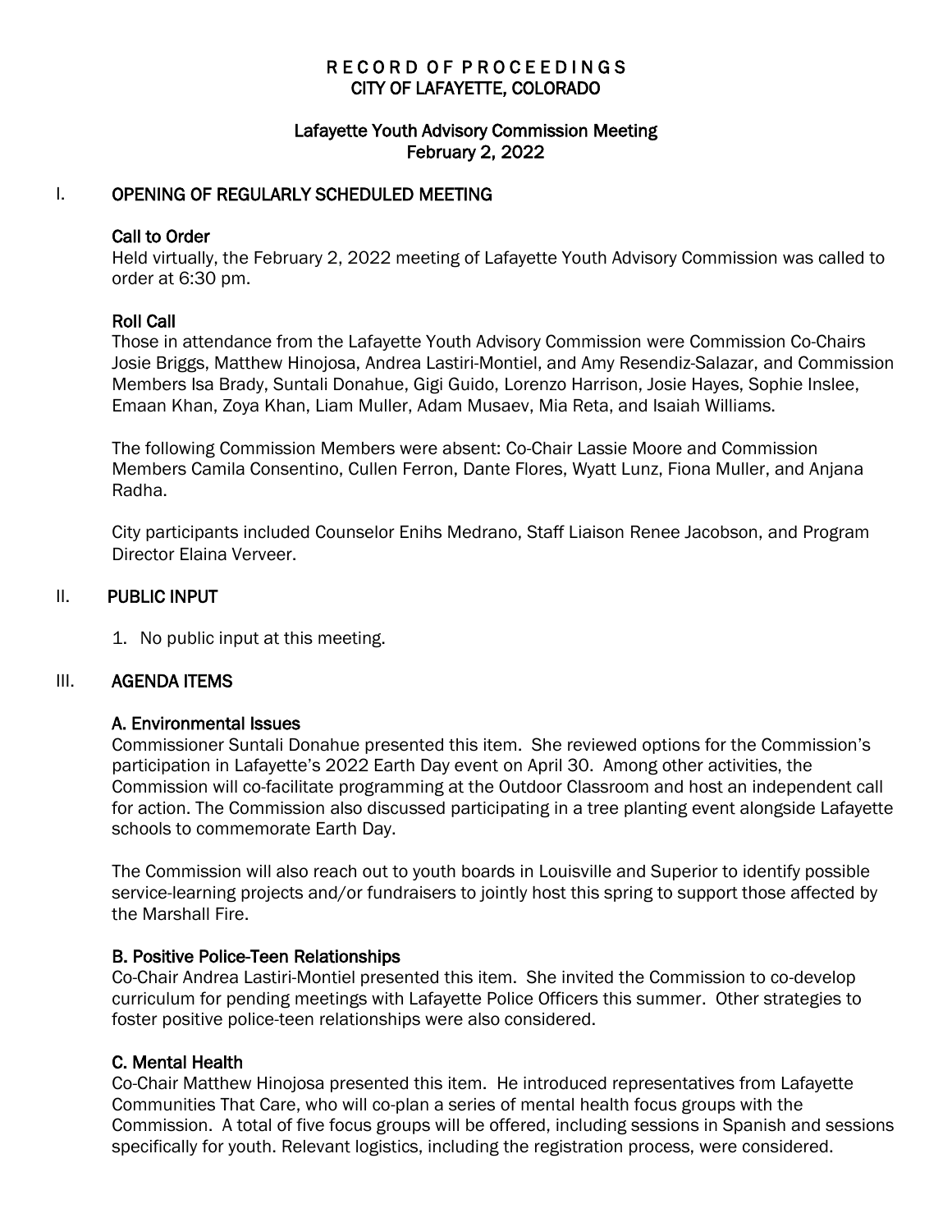# RECORD OF PROCEEDINGS
# CITY OF LAFAYETTE, COLORADO

## Lafayette Youth Advisory Commission Meeting
## February 2, 2022

## I. OPENING OF REGULARLY SCHEDULED MEETING

### Call to Order

Held virtually, the February 2, 2022 meeting of Lafayette Youth Advisory Commission was called to order at 6:30 pm.

### Roll Call

Those in attendance from the Lafayette Youth Advisory Commission were Commission Co-Chairs Josie Briggs, Matthew Hinojosa, Andrea Lastiri-Montiel, and Amy Resendiz-Salazar, and Commission Members Isa Brady, Suntali Donahue, Gigi Guido, Lorenzo Harrison, Josie Hayes, Sophie Inslee, Emaan Khan, Zoya Khan, Liam Muller, Adam Musaev, Mia Reta, and Isaiah Williams.

The following Commission Members were absent: Co-Chair Lassie Moore and Commission Members Camila Consentino, Cullen Ferron, Dante Flores, Wyatt Lunz, Fiona Muller, and Anjana Radha.

City participants included Counselor Enihs Medrano, Staff Liaison Renee Jacobson, and Program Director Elaina Verveer.

## II. PUBLIC INPUT

1. No public input at this meeting.

## III. AGENDA ITEMS

### A. Environmental Issues

Commissioner Suntali Donahue presented this item. She reviewed options for the Commission's participation in Lafayette's 2022 Earth Day event on April 30. Among other activities, the Commission will co-facilitate programming at the Outdoor Classroom and host an independent call for action. The Commission also discussed participating in a tree planting event alongside Lafayette schools to commemorate Earth Day.

The Commission will also reach out to youth boards in Louisville and Superior to identify possible service-learning projects and/or fundraisers to jointly host this spring to support those affected by the Marshall Fire.

### B. Positive Police-Teen Relationships

Co-Chair Andrea Lastiri-Montiel presented this item. She invited the Commission to co-develop curriculum for pending meetings with Lafayette Police Officers this summer. Other strategies to foster positive police-teen relationships were also considered.

### C. Mental Health

Co-Chair Matthew Hinojosa presented this item. He introduced representatives from Lafayette Communities That Care, who will co-plan a series of mental health focus groups with the Commission. A total of five focus groups will be offered, including sessions in Spanish and sessions specifically for youth. Relevant logistics, including the registration process, were considered.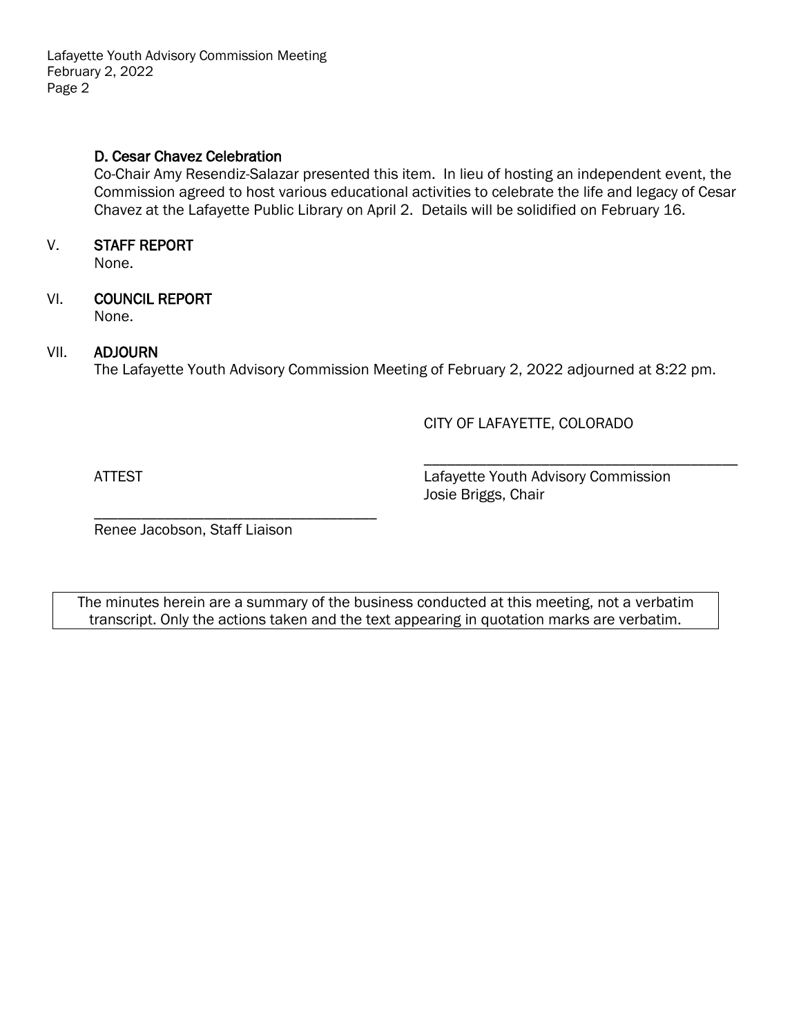### D. Cesar Chavez Celebration

Co-Chair Amy Resendiz-Salazar presented this item. In lieu of hosting an independent event, the Commission agreed to host various educational activities to celebrate the life and legacy of Cesar Chavez at the Lafayette Public Library on April 2. Details will be solidified on February 16.

## V. STAFF REPORT

None.

## VI. COUNCIL REPORT

None.

## VII. ADJOURN

The Lafayette Youth Advisory Commission Meeting of February 2, 2022 adjourned at 8:22 pm.

CITY OF LAFAYETTE, COLORADO

\_\_\_\_\_\_\_\_\_\_\_\_\_\_\_\_\_\_\_\_\_\_\_\_\_\_\_\_\_\_\_\_\_\_\_\_\_\_\_\_

Lafayette Youth Advisory Commission
Josie Briggs, Chair

ATTEST

\_\_\_\_\_\_\_\_\_\_\_\_\_\_\_\_\_\_\_\_\_\_\_\_\_\_\_\_\_\_\_\_\_\_\_\_

Renee Jacobson, Staff Liaison

The minutes herein are a summary of the business conducted at this meeting, not a verbatim transcript. Only the actions taken and the text appearing in quotation marks are verbatim.